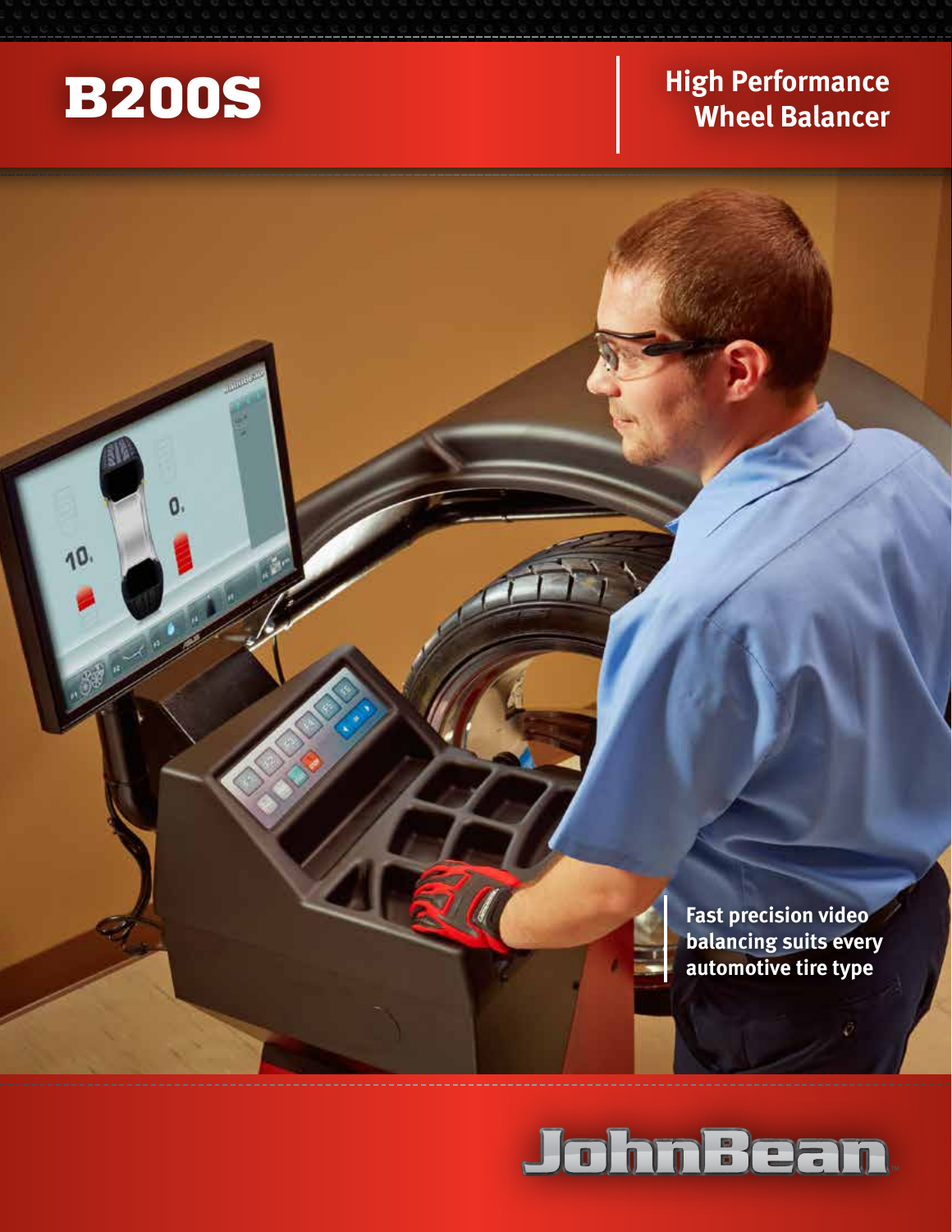# B200S

## High Performance Wheel Balancer

**Fast precision video balancing suits every automotive tire type**

JohnBean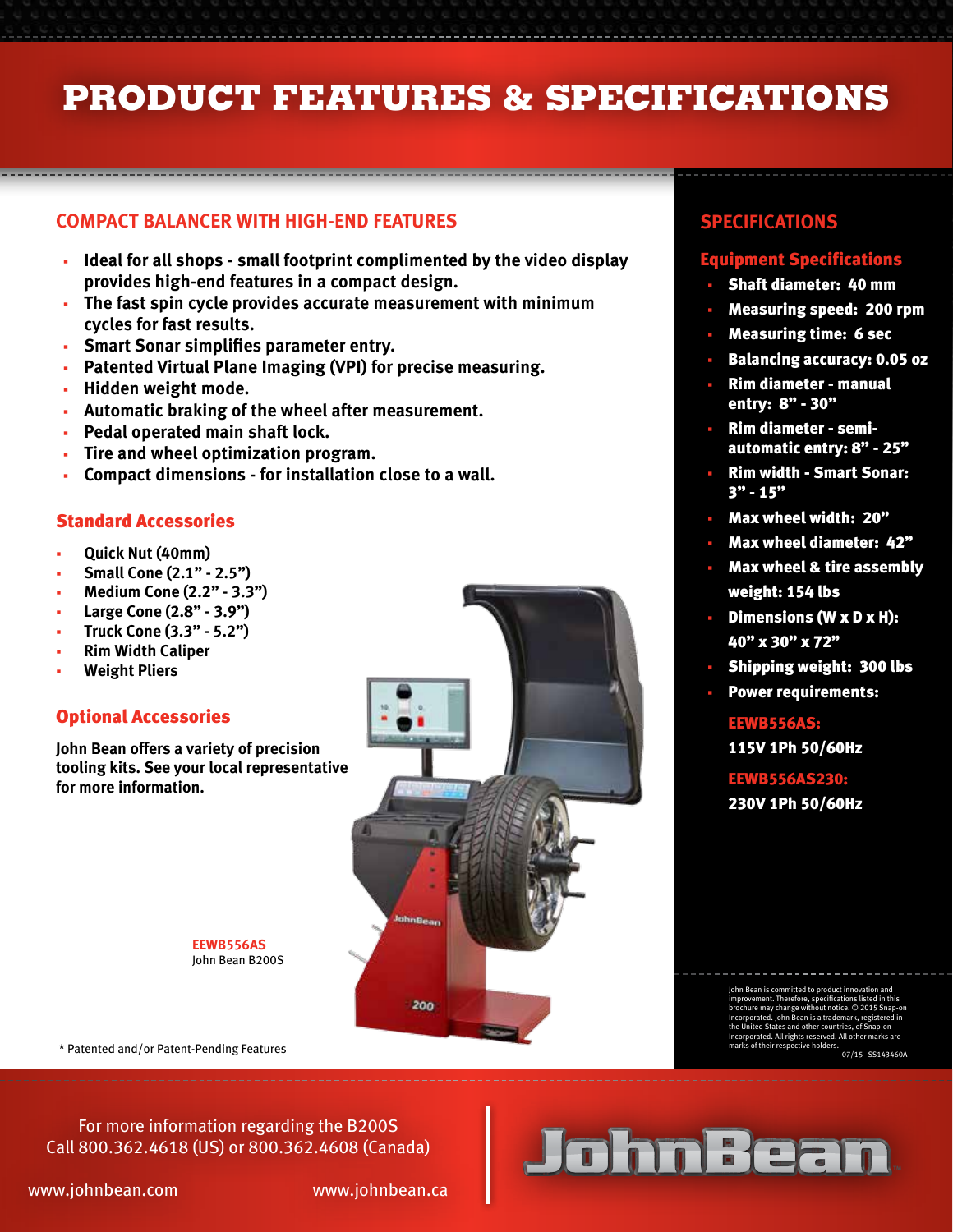# PRODUCT FEATURES & SPECIFICATIONS

## COMPACT BALANCER WITH HIGH-END FEATURES

- Ideal for all shops - small footprint complimented by the video display provides high-end features in a compact design.
- The fast spin cycle provides accurate measurement with minimum cycles for fast results.
- Smart Sonar simplifies parameter entry.
- Patented Virtual Plane Imaging (VPI) for precise measuring.
- Hidden weight mode.
- Automatic braking of the wheel after measurement.
- Pedal operated main shaft lock.
- Tire and wheel optimization program.
- Compact dimensions - for installation close to a wall.

### Standard Accessories

- Quick Nut (40mm)
- Small Cone (2.1" - 2.5")
- Medium Cone (2.2" - 3.3")
- Large Cone (2.8" - 3.9")
- Truck Cone (3.3" - 5.2")
- Rim Width Caliper
- Weight Pliers

### Optional Accessories

John Bean offers a variety of precision tooling kits. See your local representative for more information.

**EEWB556AS**
John Bean B200S

\* Patented and/or Patent-Pending Features

## SPECIFICATIONS

### Equipment Specifications

- Shaft diameter: 40 mm
- Measuring speed: 200 rpm
- Measuring time: 6 sec
- Balancing accuracy: 0.05 oz
- Rim diameter - manual entry: 8" - 30"
- Rim diameter - semi-automatic entry: 8" - 25"
- Rim width - Smart Sonar: 3" - 15"
- Max wheel width: 20"
- Max wheel diameter: 42"
- Max wheel & tire assembly weight: 154 lbs
- Dimensions (W x D x H): 40" x 30" x 72"
- Shipping weight: 300 lbs
- Power requirements:

**EEWB556AS:**
115V 1Ph 50/60Hz

**EEWB556AS230:**
230V 1Ph 50/60Hz

John Bean is committed to product innovation and improvement. Therefore, specifications listed in this brochure may change without notice. © 2015 Snap-on Incorporated. John Bean is a trademark, registered in the United States and other countries, of Snap-on Incorporated. All rights reserved. All other marks are marks of their respective holders.
07/15 SS143460A

For more information regarding the B200S
Call 800.362.4618 (US) or 800.362.4608 (Canada)

www.johnbean.com www.johnbean.ca

JohnBean